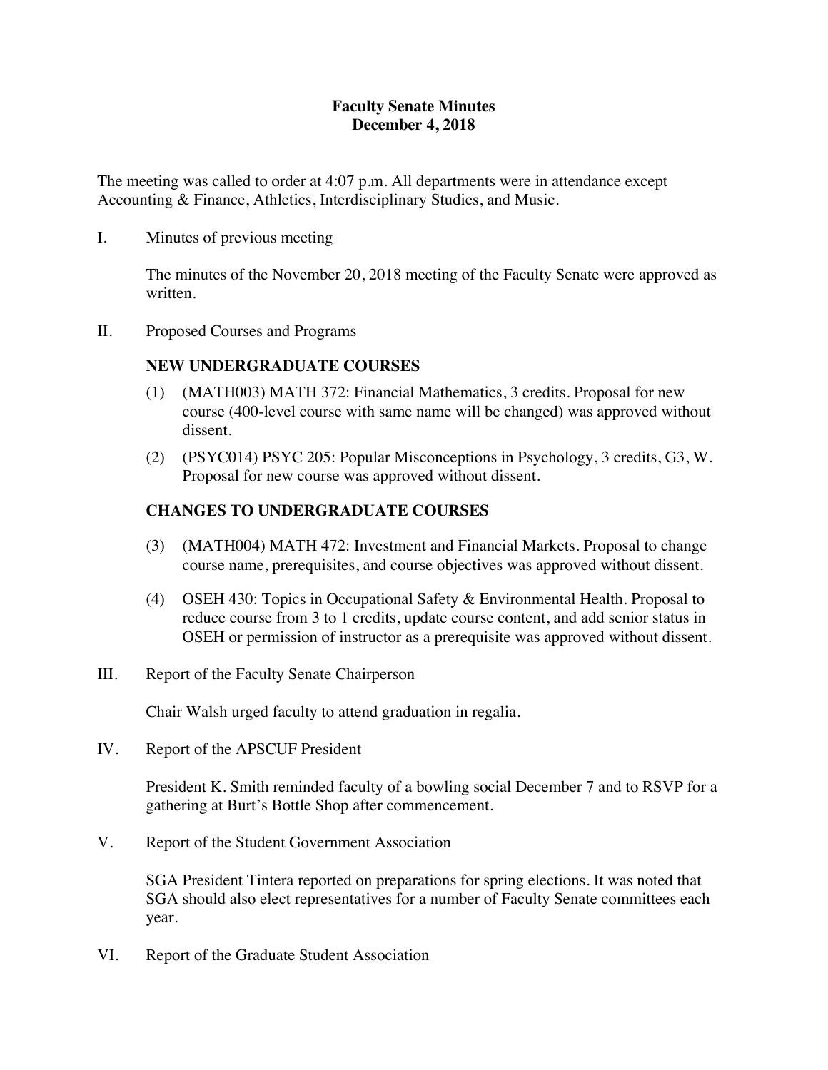# Faculty Senate Minutes
## December 4, 2018

The meeting was called to order at 4:07 p.m. All departments were in attendance except Accounting & Finance, Athletics, Interdisciplinary Studies, and Music.

I. Minutes of previous meeting

The minutes of the November 20, 2018 meeting of the Faculty Senate were approved as written.

II. Proposed Courses and Programs

### NEW UNDERGRADUATE COURSES

(1) (MATH003) MATH 372: Financial Mathematics, 3 credits. Proposal for new course (400-level course with same name will be changed) was approved without dissent.

(2) (PSYC014) PSYC 205: Popular Misconceptions in Psychology, 3 credits, G3, W. Proposal for new course was approved without dissent.

### CHANGES TO UNDERGRADUATE COURSES

(3) (MATH004) MATH 472: Investment and Financial Markets. Proposal to change course name, prerequisites, and course objectives was approved without dissent.

(4) OSEH 430: Topics in Occupational Safety & Environmental Health. Proposal to reduce course from 3 to 1 credits, update course content, and add senior status in OSEH or permission of instructor as a prerequisite was approved without dissent.

III. Report of the Faculty Senate Chairperson

Chair Walsh urged faculty to attend graduation in regalia.

IV. Report of the APSCUF President

President K. Smith reminded faculty of a bowling social December 7 and to RSVP for a gathering at Burt's Bottle Shop after commencement.

V. Report of the Student Government Association

SGA President Tintera reported on preparations for spring elections. It was noted that SGA should also elect representatives for a number of Faculty Senate committees each year.

VI. Report of the Graduate Student Association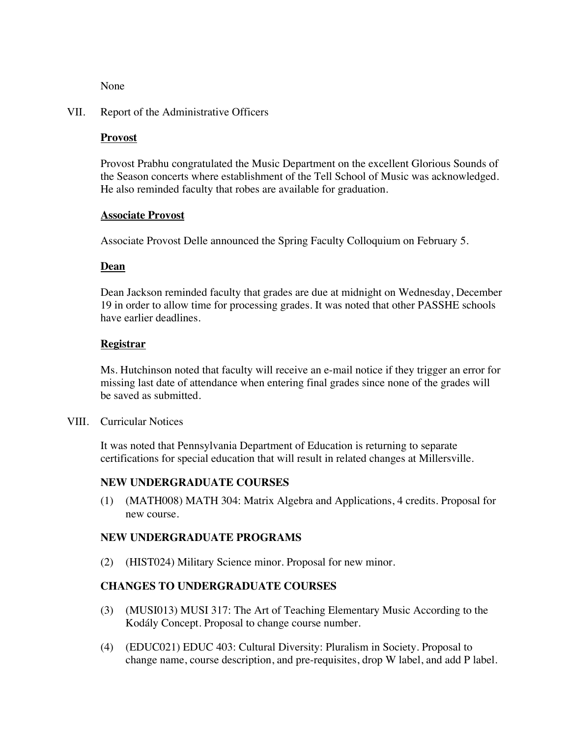None

VII. Report of the Administrative Officers

**Provost**

Provost Prabhu congratulated the Music Department on the excellent Glorious Sounds of the Season concerts where establishment of the Tell School of Music was acknowledged. He also reminded faculty that robes are available for graduation.

**Associate Provost**

Associate Provost Delle announced the Spring Faculty Colloquium on February 5.

**Dean**

Dean Jackson reminded faculty that grades are due at midnight on Wednesday, December 19 in order to allow time for processing grades. It was noted that other PASSHE schools have earlier deadlines.

**Registrar**

Ms. Hutchinson noted that faculty will receive an e-mail notice if they trigger an error for missing last date of attendance when entering final grades since none of the grades will be saved as submitted.

VIII. Curricular Notices

It was noted that Pennsylvania Department of Education is returning to separate certifications for special education that will result in related changes at Millersville.

**NEW UNDERGRADUATE COURSES**

(1) (MATH008) MATH 304: Matrix Algebra and Applications, 4 credits. Proposal for new course.

**NEW UNDERGRADUATE PROGRAMS**

(2) (HIST024) Military Science minor. Proposal for new minor.

**CHANGES TO UNDERGRADUATE COURSES**

(3) (MUSI013) MUSI 317: The Art of Teaching Elementary Music According to the Kodály Concept. Proposal to change course number.

(4) (EDUC021) EDUC 403: Cultural Diversity: Pluralism in Society. Proposal to change name, course description, and pre-requisites, drop W label, and add P label.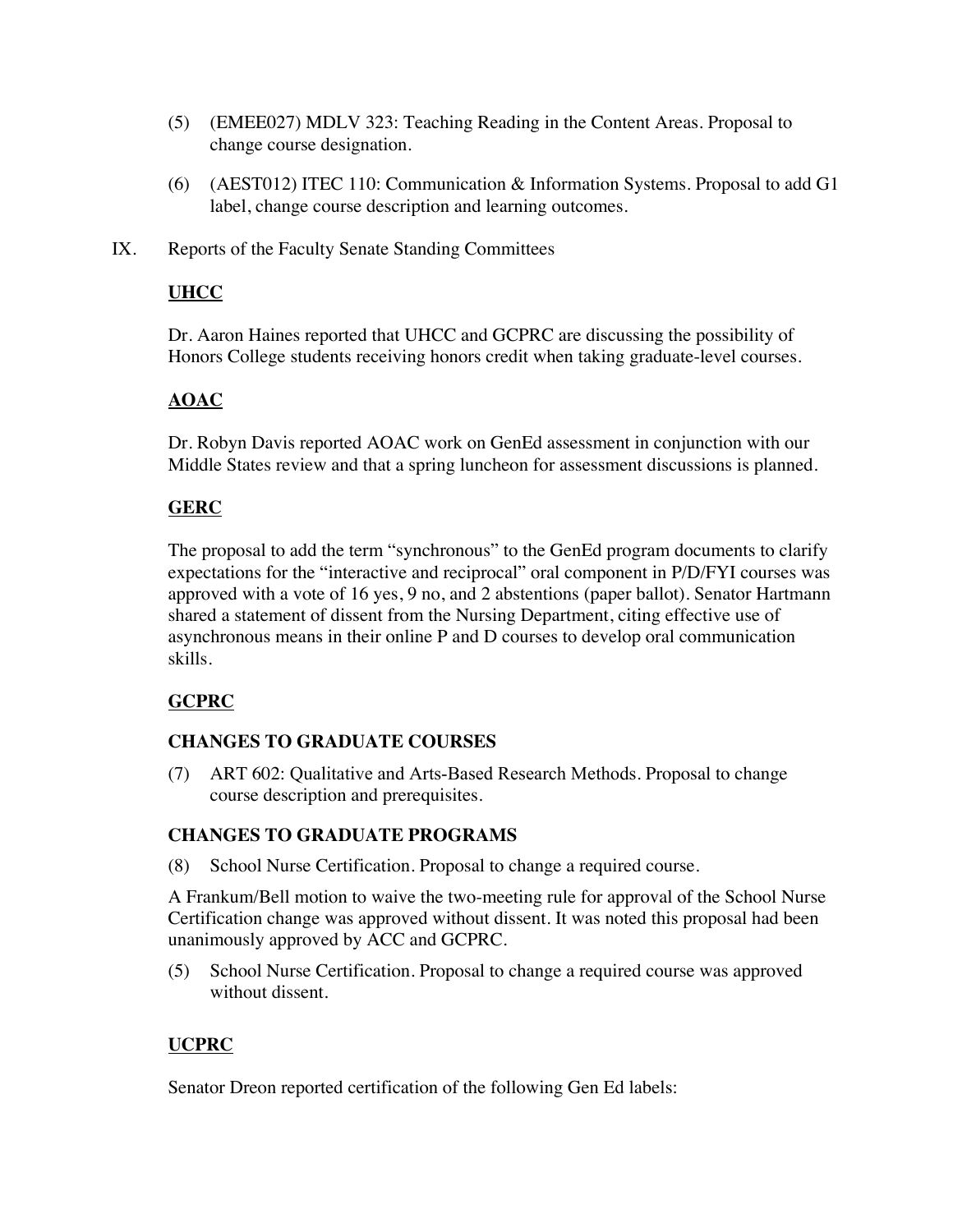(5) (EMEE027) MDLV 323: Teaching Reading in the Content Areas. Proposal to change course designation.

(6) (AEST012) ITEC 110: Communication & Information Systems. Proposal to add G1 label, change course description and learning outcomes.

IX. Reports of the Faculty Senate Standing Committees

**UHCC**

Dr. Aaron Haines reported that UHCC and GCPRC are discussing the possibility of Honors College students receiving honors credit when taking graduate-level courses.

**AOAC**

Dr. Robyn Davis reported AOAC work on GenEd assessment in conjunction with our Middle States review and that a spring luncheon for assessment discussions is planned.

**GERC**

The proposal to add the term "synchronous" to the GenEd program documents to clarify expectations for the "interactive and reciprocal" oral component in P/D/FYI courses was approved with a vote of 16 yes, 9 no, and 2 abstentions (paper ballot). Senator Hartmann shared a statement of dissent from the Nursing Department, citing effective use of asynchronous means in their online P and D courses to develop oral communication skills.

**GCPRC**

**CHANGES TO GRADUATE COURSES**

(7) ART 602: Qualitative and Arts-Based Research Methods. Proposal to change course description and prerequisites.

**CHANGES TO GRADUATE PROGRAMS**

(8) School Nurse Certification. Proposal to change a required course.

A Frankum/Bell motion to waive the two-meeting rule for approval of the School Nurse Certification change was approved without dissent. It was noted this proposal had been unanimously approved by ACC and GCPRC.

(5) School Nurse Certification. Proposal to change a required course was approved without dissent.

**UCPRC**

Senator Dreon reported certification of the following Gen Ed labels: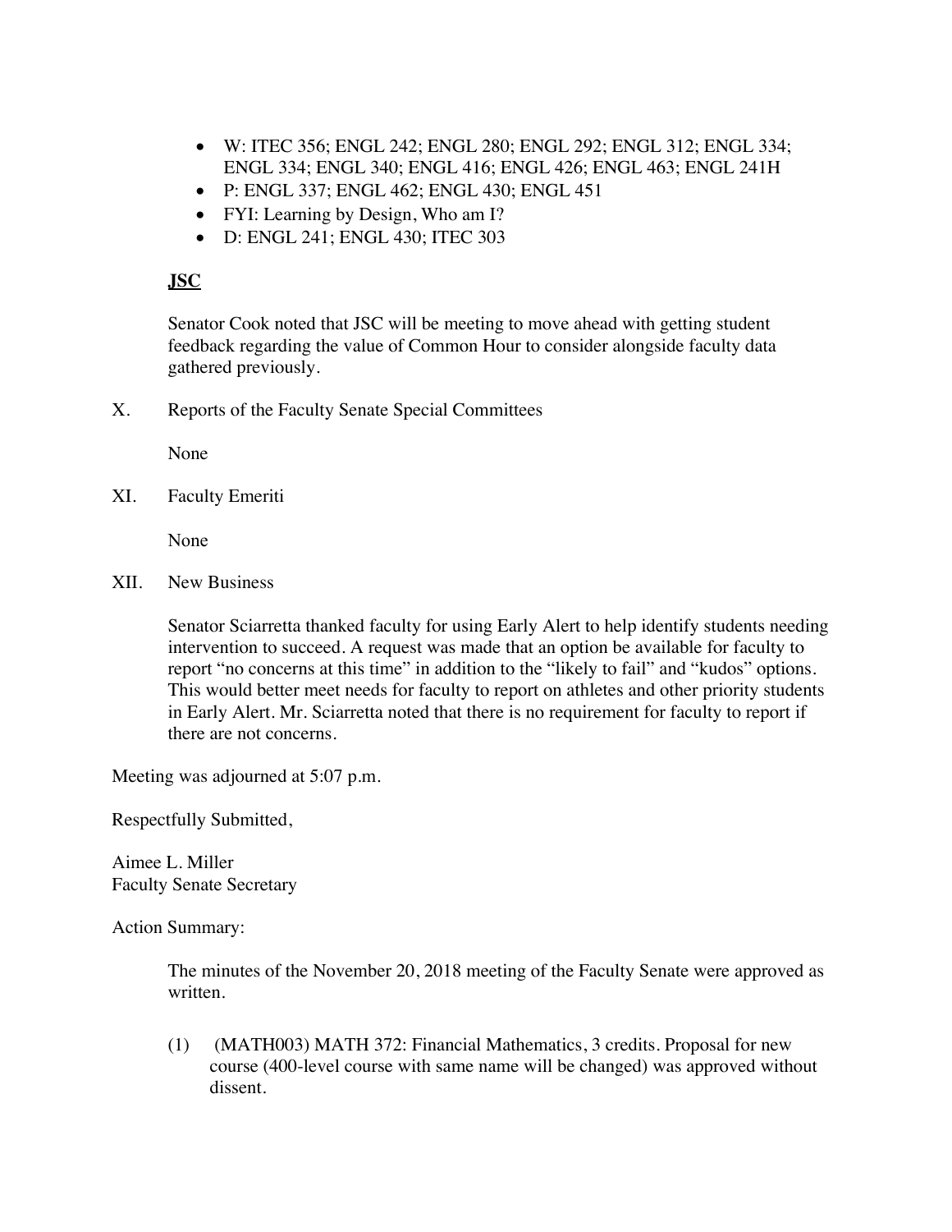- W: ITEC 356; ENGL 242; ENGL 280; ENGL 292; ENGL 312; ENGL 334; ENGL 334; ENGL 340; ENGL 416; ENGL 426; ENGL 463; ENGL 241H
- P: ENGL 337; ENGL 462; ENGL 430; ENGL 451
- FYI: Learning by Design, Who am I?
- D: ENGL 241; ENGL 430; ITEC 303

**JSC**

Senator Cook noted that JSC will be meeting to move ahead with getting student feedback regarding the value of Common Hour to consider alongside faculty data gathered previously.

X. Reports of the Faculty Senate Special Committees

None

XI. Faculty Emeriti

None

XII. New Business

Senator Sciarretta thanked faculty for using Early Alert to help identify students needing intervention to succeed. A request was made that an option be available for faculty to report "no concerns at this time" in addition to the "likely to fail" and "kudos" options. This would better meet needs for faculty to report on athletes and other priority students in Early Alert. Mr. Sciarretta noted that there is no requirement for faculty to report if there are not concerns.

Meeting was adjourned at 5:07 p.m.

Respectfully Submitted,

Aimee L. Miller
Faculty Senate Secretary

Action Summary:

The minutes of the November 20, 2018 meeting of the Faculty Senate were approved as written.

(1) (MATH003) MATH 372: Financial Mathematics, 3 credits. Proposal for new course (400-level course with same name will be changed) was approved without dissent.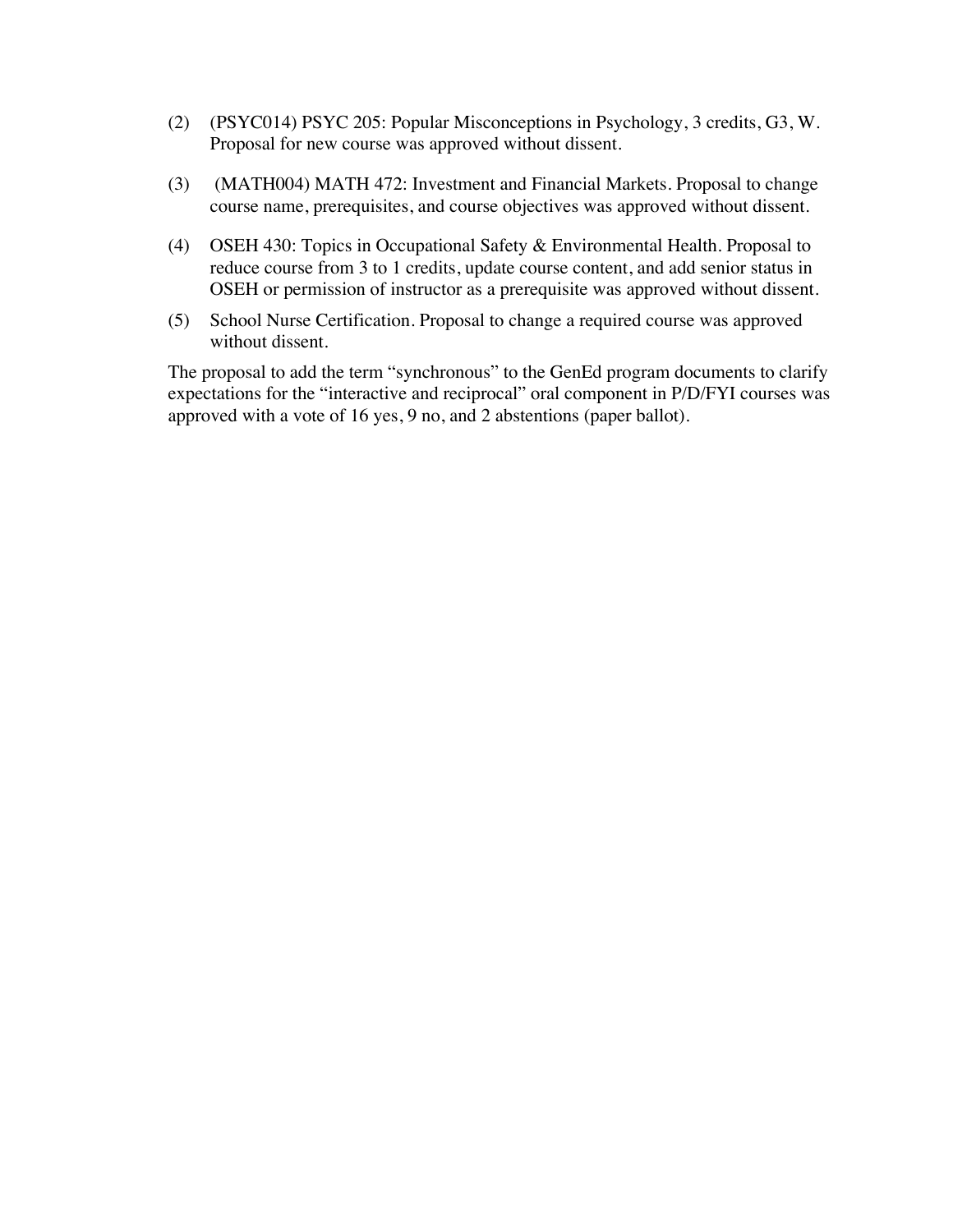(2) (PSYC014) PSYC 205: Popular Misconceptions in Psychology, 3 credits, G3, W. Proposal for new course was approved without dissent.

(3) (MATH004) MATH 472: Investment and Financial Markets. Proposal to change course name, prerequisites, and course objectives was approved without dissent.

(4) OSEH 430: Topics in Occupational Safety & Environmental Health. Proposal to reduce course from 3 to 1 credits, update course content, and add senior status in OSEH or permission of instructor as a prerequisite was approved without dissent.

(5) School Nurse Certification. Proposal to change a required course was approved without dissent.

The proposal to add the term "synchronous" to the GenEd program documents to clarify expectations for the "interactive and reciprocal" oral component in P/D/FYI courses was approved with a vote of 16 yes, 9 no, and 2 abstentions (paper ballot).